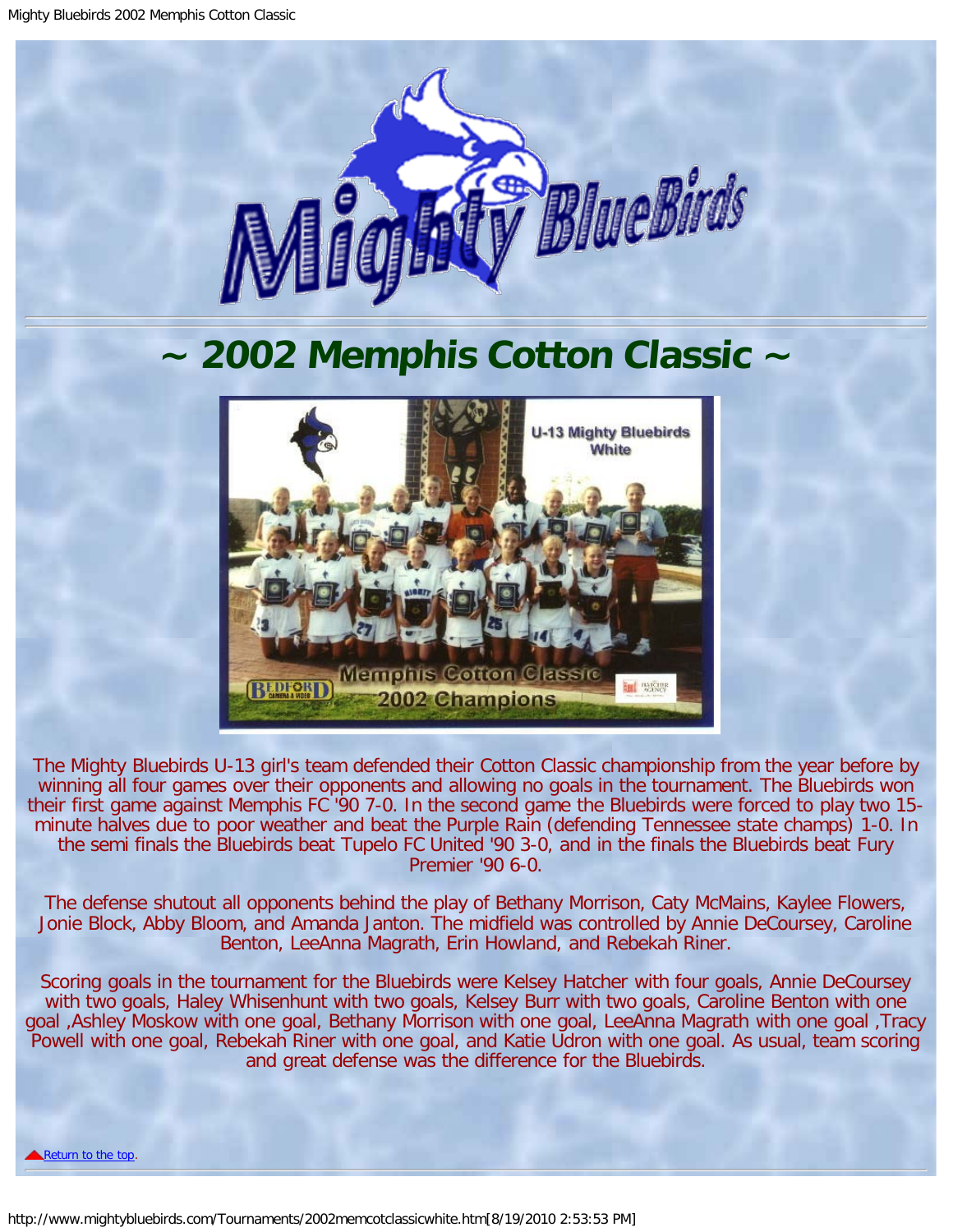# ~ 2002 Memphis Cotton Classic ~

The Mighty Bluebirds U-13 girl's team defended their Cotton Classic championship from the year before by winning all four games over their opponents and allowing no goals in the tournament. The Bluebirds won their first game against Memphis FC '90 7-0. In the second game the Bluebirds were forced to play two 15-minute halves due to poor weather and beat the Purple Rain (defending Tennessee state champs) 1-0. In the semi finals the Bluebirds beat Tupelo FC United '90 3-0, and in the finals the Bluebirds beat Fury Premier '90 6-0.

The defense shutout all opponents behind the play of Bethany Morrison, Caty McMains, Kaylee Flowers, Jonie Block, Abby Bloom, and Amanda Janton. The midfield was controlled by Annie DeCoursey, Caroline Benton, LeeAnna Magrath, Erin Howland, and Rebekah Riner.

Scoring goals in the tournament for the Bluebirds were Kelsey Hatcher with four goals, Annie DeCoursey with two goals, Haley Whisenhunt with two goals, Kelsey Burr with two goals, Caroline Benton with one goal ,Ashley Moskow with one goal, Bethany Morrison with one goal, LeeAnna Magrath with one goal ,Tracy Powell with one goal, Rebekah Riner with one goal, and Katie Udron with one goal. As usual, team scoring and great defense was the difference for the Bluebirds.

Return to the top.